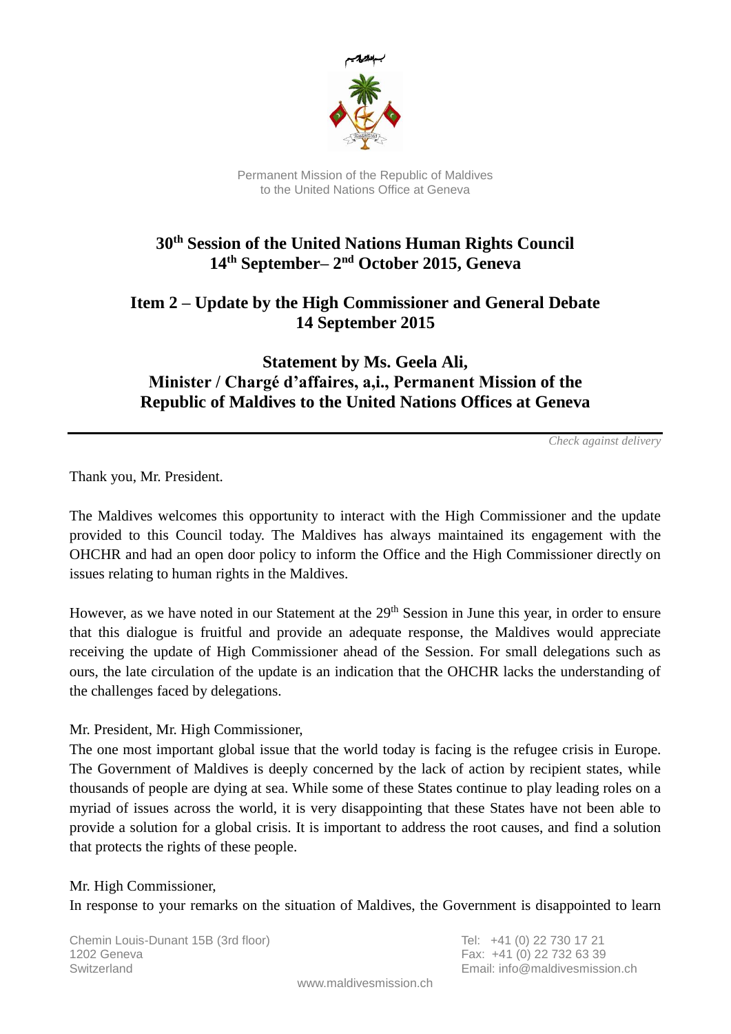بسم الله الرحمن الرحيم

Permanent Mission of the Republic of Maldives
to the United Nations Office at Geneva

# 30th Session of the United Nations Human Rights Council
# 14th September– 2nd October 2015, Geneva

## Item 2 – Update by the High Commissioner and General Debate
## 14 September 2015

## Statement by Ms. Geela Ali, Minister / Chargé d'affaires, a,i., Permanent Mission of the Republic of Maldives to the United Nations Offices at Geneva

---

*Check against delivery*

Thank you, Mr. President.

The Maldives welcomes this opportunity to interact with the High Commissioner and the update provided to this Council today. The Maldives has always maintained its engagement with the OHCHR and had an open door policy to inform the Office and the High Commissioner directly on issues relating to human rights in the Maldives.

However, as we have noted in our Statement at the 29th Session in June this year, in order to ensure that this dialogue is fruitful and provide an adequate response, the Maldives would appreciate receiving the update of High Commissioner ahead of the Session. For small delegations such as ours, the late circulation of the update is an indication that the OHCHR lacks the understanding of the challenges faced by delegations.

Mr. President, Mr. High Commissioner,
The one most important global issue that the world today is facing is the refugee crisis in Europe. The Government of Maldives is deeply concerned by the lack of action by recipient states, while thousands of people are dying at sea. While some of these States continue to play leading roles on a myriad of issues across the world, it is very disappointing that these States have not been able to provide a solution for a global crisis. It is important to address the root causes, and find a solution that protects the rights of these people.

Mr. High Commissioner,
In response to your remarks on the situation of Maldives, the Government is disappointed to learn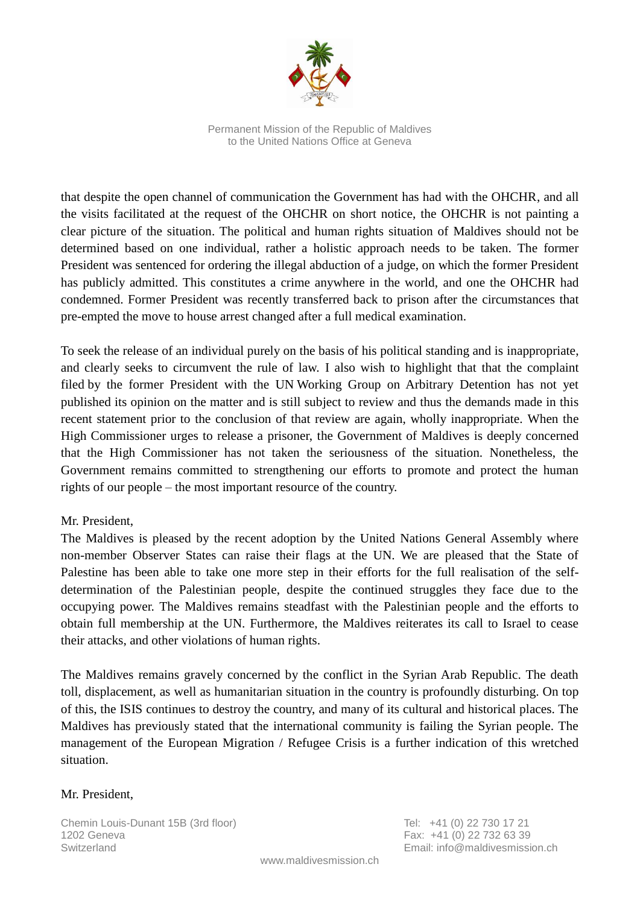that despite the open channel of communication the Government has had with the OHCHR, and all the visits facilitated at the request of the OHCHR on short notice, the OHCHR is not painting a clear picture of the situation. The political and human rights situation of Maldives should not be determined based on one individual, rather a holistic approach needs to be taken. The former President was sentenced for ordering the illegal abduction of a judge, on which the former President has publicly admitted. This constitutes a crime anywhere in the world, and one the OHCHR had condemned. Former President was recently transferred back to prison after the circumstances that pre-empted the move to house arrest changed after a full medical examination.

To seek the release of an individual purely on the basis of his political standing and is inappropriate, and clearly seeks to circumvent the rule of law. I also wish to highlight that that the complaint filed by the former President with the UN Working Group on Arbitrary Detention has not yet published its opinion on the matter and is still subject to review and thus the demands made in this recent statement prior to the conclusion of that review are again, wholly inappropriate. When the High Commissioner urges to release a prisoner, the Government of Maldives is deeply concerned that the High Commissioner has not taken the seriousness of the situation. Nonetheless, the Government remains committed to strengthening our efforts to promote and protect the human rights of our people – the most important resource of the country.

Mr. President,

The Maldives is pleased by the recent adoption by the United Nations General Assembly where non-member Observer States can raise their flags at the UN. We are pleased that the State of Palestine has been able to take one more step in their efforts for the full realisation of the self-determination of the Palestinian people, despite the continued struggles they face due to the occupying power. The Maldives remains steadfast with the Palestinian people and the efforts to obtain full membership at the UN. Furthermore, the Maldives reiterates its call to Israel to cease their attacks, and other violations of human rights.

The Maldives remains gravely concerned by the conflict in the Syrian Arab Republic. The death toll, displacement, as well as humanitarian situation in the country is profoundly disturbing. On top of this, the ISIS continues to destroy the country, and many of its cultural and historical places. The Maldives has previously stated that the international community is failing the Syrian people. The management of the European Migration / Refugee Crisis is a further indication of this wretched situation.

Mr. President,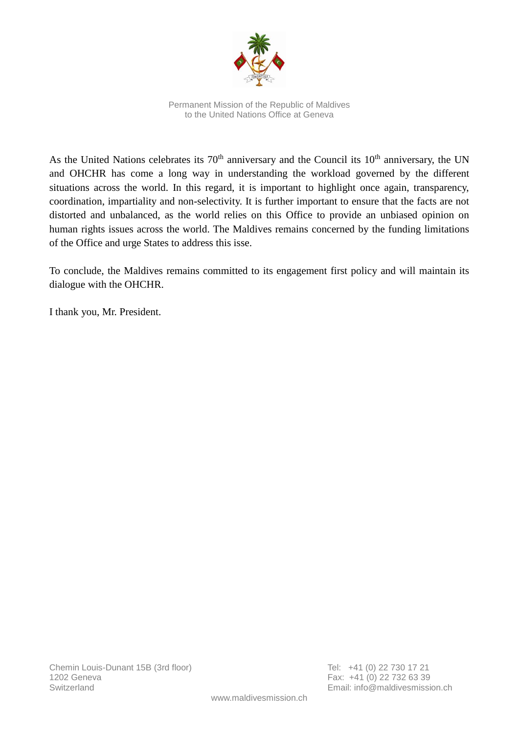As the United Nations celebrates its 70th anniversary and the Council its 10th anniversary, the UN and OHCHR has come a long way in understanding the workload governed by the different situations across the world. In this regard, it is important to highlight once again, transparency, coordination, impartiality and non-selectivity. It is further important to ensure that the facts are not distorted and unbalanced, as the world relies on this Office to provide an unbiased opinion on human rights issues across the world. The Maldives remains concerned by the funding limitations of the Office and urge States to address this isse.

To conclude, the Maldives remains committed to its engagement first policy and will maintain its dialogue with the OHCHR.

I thank you, Mr. President.